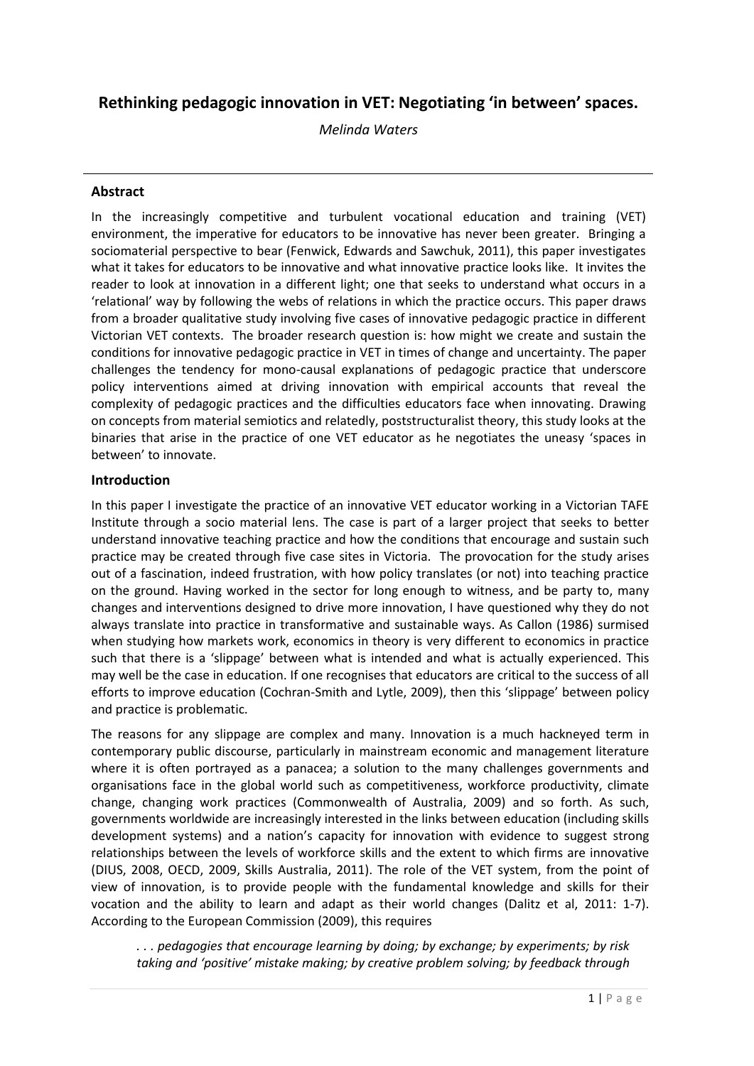# Rethinking pedagogic innovation in VET: Negotiating 'in between' spaces.

*Melinda Waters*

## Abstract

In the increasingly competitive and turbulent vocational education and training (VET) environment, the imperative for educators to be innovative has never been greater. Bringing a sociomaterial perspective to bear (Fenwick, Edwards and Sawchuk, 2011), this paper investigates what it takes for educators to be innovative and what innovative practice looks like. It invites the reader to look at innovation in a different light; one that seeks to understand what occurs in a 'relational' way by following the webs of relations in which the practice occurs. This paper draws from a broader qualitative study involving five cases of innovative pedagogic practice in different Victorian VET contexts. The broader research question is: how might we create and sustain the conditions for innovative pedagogic practice in VET in times of change and uncertainty. The paper challenges the tendency for mono-causal explanations of pedagogic practice that underscore policy interventions aimed at driving innovation with empirical accounts that reveal the complexity of pedagogic practices and the difficulties educators face when innovating. Drawing on concepts from material semiotics and relatedly, poststructuralist theory, this study looks at the binaries that arise in the practice of one VET educator as he negotiates the uneasy 'spaces in between' to innovate.

## Introduction

In this paper I investigate the practice of an innovative VET educator working in a Victorian TAFE Institute through a socio material lens. The case is part of a larger project that seeks to better understand innovative teaching practice and how the conditions that encourage and sustain such practice may be created through five case sites in Victoria. The provocation for the study arises out of a fascination, indeed frustration, with how policy translates (or not) into teaching practice on the ground. Having worked in the sector for long enough to witness, and be party to, many changes and interventions designed to drive more innovation, I have questioned why they do not always translate into practice in transformative and sustainable ways. As Callon (1986) surmised when studying how markets work, economics in theory is very different to economics in practice such that there is a 'slippage' between what is intended and what is actually experienced. This may well be the case in education. If one recognises that educators are critical to the success of all efforts to improve education (Cochran-Smith and Lytle, 2009), then this 'slippage' between policy and practice is problematic.

The reasons for any slippage are complex and many. Innovation is a much hackneyed term in contemporary public discourse, particularly in mainstream economic and management literature where it is often portrayed as a panacea; a solution to the many challenges governments and organisations face in the global world such as competitiveness, workforce productivity, climate change, changing work practices (Commonwealth of Australia, 2009) and so forth. As such, governments worldwide are increasingly interested in the links between education (including skills development systems) and a nation's capacity for innovation with evidence to suggest strong relationships between the levels of workforce skills and the extent to which firms are innovative (DIUS, 2008, OECD, 2009, Skills Australia, 2011). The role of the VET system, from the point of view of innovation, is to provide people with the fundamental knowledge and skills for their vocation and the ability to learn and adapt as their world changes (Dalitz et al, 2011: 1-7). According to the European Commission (2009), this requires

> *. . . pedagogies that encourage learning by doing; by exchange; by experiments; by risk taking and 'positive' mistake making; by creative problem solving; by feedback through*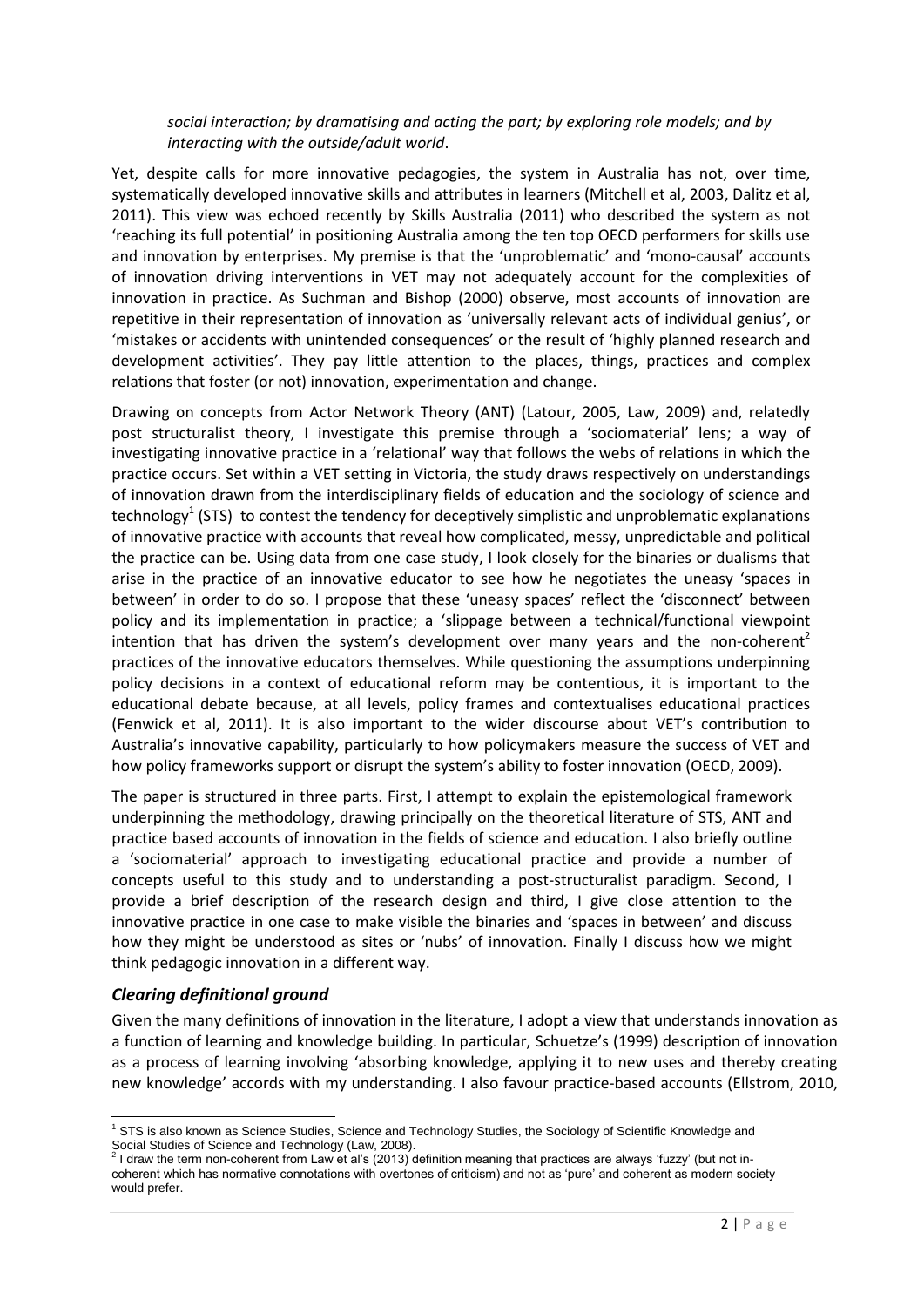*social interaction; by dramatising and acting the part; by exploring role models; and by interacting with the outside/adult world*.

Yet, despite calls for more innovative pedagogies, the system in Australia has not, over time, systematically developed innovative skills and attributes in learners (Mitchell et al, 2003, Dalitz et al, 2011). This view was echoed recently by Skills Australia (2011) who described the system as not 'reaching its full potential' in positioning Australia among the ten top OECD performers for skills use and innovation by enterprises. My premise is that the 'unproblematic' and 'mono-causal' accounts of innovation driving interventions in VET may not adequately account for the complexities of innovation in practice. As Suchman and Bishop (2000) observe, most accounts of innovation are repetitive in their representation of innovation as 'universally relevant acts of individual genius', or 'mistakes or accidents with unintended consequences' or the result of 'highly planned research and development activities'. They pay little attention to the places, things, practices and complex relations that foster (or not) innovation, experimentation and change.

Drawing on concepts from Actor Network Theory (ANT) (Latour, 2005, Law, 2009) and, relatedly post structuralist theory, I investigate this premise through a 'sociomaterial' lens; a way of investigating innovative practice in a 'relational' way that follows the webs of relations in which the practice occurs. Set within a VET setting in Victoria, the study draws respectively on understandings of innovation drawn from the interdisciplinary fields of education and the sociology of science and technology[1] (STS) to contest the tendency for deceptively simplistic and unproblematic explanations of innovative practice with accounts that reveal how complicated, messy, unpredictable and political the practice can be. Using data from one case study, I look closely for the binaries or dualisms that arise in the practice of an innovative educator to see how he negotiates the uneasy 'spaces in between' in order to do so. I propose that these 'uneasy spaces' reflect the 'disconnect' between policy and its implementation in practice; a 'slippage between a technical/functional viewpoint intention that has driven the system's development over many years and the non-coherent[2] practices of the innovative educators themselves. While questioning the assumptions underpinning policy decisions in a context of educational reform may be contentious, it is important to the educational debate because, at all levels, policy frames and contextualises educational practices (Fenwick et al, 2011). It is also important to the wider discourse about VET's contribution to Australia's innovative capability, particularly to how policymakers measure the success of VET and how policy frameworks support or disrupt the system's ability to foster innovation (OECD, 2009).

The paper is structured in three parts. First, I attempt to explain the epistemological framework underpinning the methodology, drawing principally on the theoretical literature of STS, ANT and practice based accounts of innovation in the fields of science and education. I also briefly outline a 'sociomaterial' approach to investigating educational practice and provide a number of concepts useful to this study and to understanding a post-structuralist paradigm. Second, I provide a brief description of the research design and third, I give close attention to the innovative practice in one case to make visible the binaries and 'spaces in between' and discuss how they might be understood as sites or 'nubs' of innovation. Finally I discuss how we might think pedagogic innovation in a different way.

## *Clearing definitional ground*

Given the many definitions of innovation in the literature, I adopt a view that understands innovation as a function of learning and knowledge building. In particular, Schuetze's (1999) description of innovation as a process of learning involving 'absorbing knowledge, applying it to new uses and thereby creating new knowledge' accords with my understanding. I also favour practice-based accounts (Ellstrom, 2010,

---

[1] STS is also known as Science Studies, Science and Technology Studies, the Sociology of Scientific Knowledge and Social Studies of Science and Technology (Law, 2008).

[2] I draw the term non-coherent from Law et al's (2013) definition meaning that practices are always 'fuzzy' (but not in-coherent which has normative connotations with overtones of criticism) and not as 'pure' and coherent as modern society would prefer.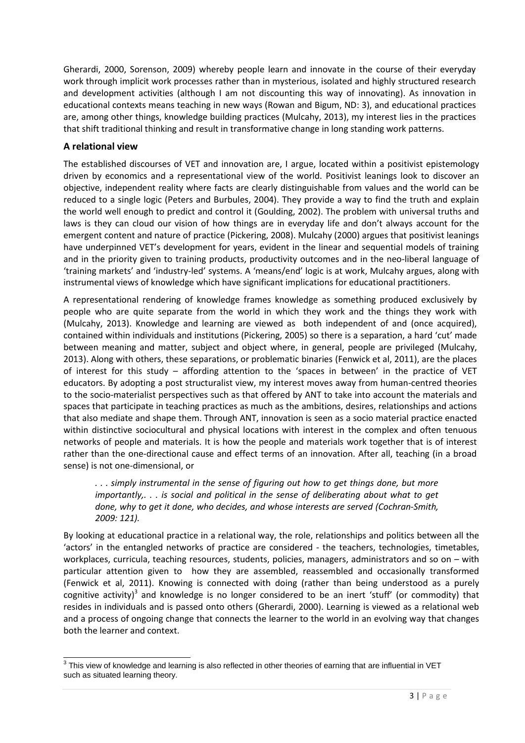Gherardi, 2000, Sorenson, 2009) whereby people learn and innovate in the course of their everyday work through implicit work processes rather than in mysterious, isolated and highly structured research and development activities (although I am not discounting this way of innovating). As innovation in educational contexts means teaching in new ways (Rowan and Bigum, ND: 3), and educational practices are, among other things, knowledge building practices (Mulcahy, 2013), my interest lies in the practices that shift traditional thinking and result in transformative change in long standing work patterns.

## A relational view

The established discourses of VET and innovation are, I argue, located within a positivist epistemology driven by economics and a representational view of the world. Positivist leanings look to discover an objective, independent reality where facts are clearly distinguishable from values and the world can be reduced to a single logic (Peters and Burbules, 2004). They provide a way to find the truth and explain the world well enough to predict and control it (Goulding, 2002). The problem with universal truths and laws is they can cloud our vision of how things are in everyday life and don't always account for the emergent content and nature of practice (Pickering, 2008). Mulcahy (2000) argues that positivist leanings have underpinned VET's development for years, evident in the linear and sequential models of training and in the priority given to training products, productivity outcomes and in the neo-liberal language of 'training markets' and 'industry-led' systems. A 'means/end' logic is at work, Mulcahy argues, along with instrumental views of knowledge which have significant implications for educational practitioners.

A representational rendering of knowledge frames knowledge as something produced exclusively by people who are quite separate from the world in which they work and the things they work with (Mulcahy, 2013). Knowledge and learning are viewed as both independent of and (once acquired), contained within individuals and institutions (Pickering, 2005) so there is a separation, a hard 'cut' made between meaning and matter, subject and object where, in general, people are privileged (Mulcahy, 2013). Along with others, these separations, or problematic binaries (Fenwick et al, 2011), are the places of interest for this study – affording attention to the 'spaces in between' in the practice of VET educators. By adopting a post structuralist view, my interest moves away from human-centred theories to the socio-materialist perspectives such as that offered by ANT to take into account the materials and spaces that participate in teaching practices as much as the ambitions, desires, relationships and actions that also mediate and shape them. Through ANT, innovation is seen as a socio material practice enacted within distinctive sociocultural and physical locations with interest in the complex and often tenuous networks of people and materials. It is how the people and materials work together that is of interest rather than the one-directional cause and effect terms of an innovation. After all, teaching (in a broad sense) is not one-dimensional, or

> *. . . simply instrumental in the sense of figuring out how to get things done, but more importantly,. . . is social and political in the sense of deliberating about what to get done, why to get it done, who decides, and whose interests are served (Cochran-Smith, 2009: 121).*

By looking at educational practice in a relational way, the role, relationships and politics between all the 'actors' in the entangled networks of practice are considered - the teachers, technologies, timetables, workplaces, curricula, teaching resources, students, policies, managers, administrators and so on – with particular attention given to how they are assembled, reassembled and occasionally transformed (Fenwick et al, 2011). Knowing is connected with doing (rather than being understood as a purely cognitive activity)[3] and knowledge is no longer considered to be an inert 'stuff' (or commodity) that resides in individuals and is passed onto others (Gherardi, 2000). Learning is viewed as a relational web and a process of ongoing change that connects the learner to the world in an evolving way that changes both the learner and context.

[3] This view of knowledge and learning is also reflected in other theories of earning that are influential in VET such as situated learning theory.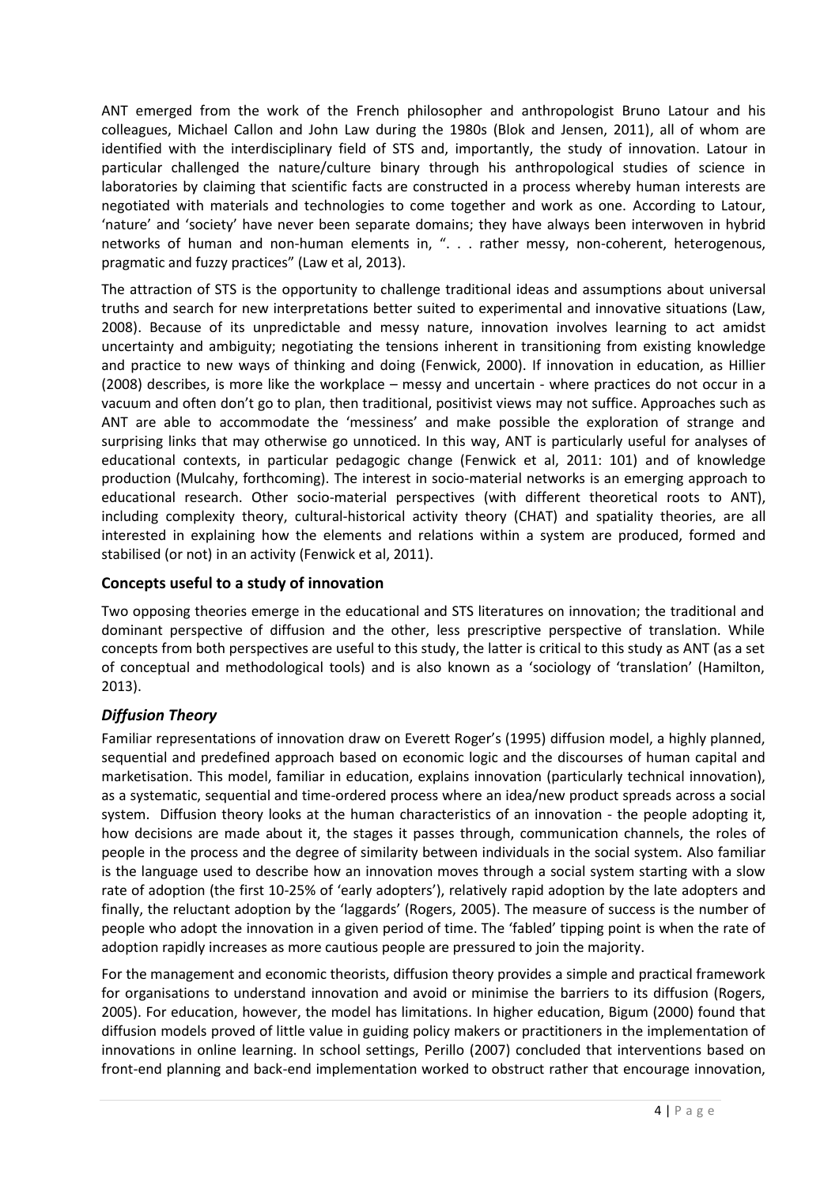ANT emerged from the work of the French philosopher and anthropologist Bruno Latour and his colleagues, Michael Callon and John Law during the 1980s (Blok and Jensen, 2011), all of whom are identified with the interdisciplinary field of STS and, importantly, the study of innovation. Latour in particular challenged the nature/culture binary through his anthropological studies of science in laboratories by claiming that scientific facts are constructed in a process whereby human interests are negotiated with materials and technologies to come together and work as one. According to Latour, 'nature' and 'society' have never been separate domains; they have always been interwoven in hybrid networks of human and non-human elements in, ". . . rather messy, non-coherent, heterogenous, pragmatic and fuzzy practices" (Law et al, 2013).

The attraction of STS is the opportunity to challenge traditional ideas and assumptions about universal truths and search for new interpretations better suited to experimental and innovative situations (Law, 2008). Because of its unpredictable and messy nature, innovation involves learning to act amidst uncertainty and ambiguity; negotiating the tensions inherent in transitioning from existing knowledge and practice to new ways of thinking and doing (Fenwick, 2000). If innovation in education, as Hillier (2008) describes, is more like the workplace – messy and uncertain - where practices do not occur in a vacuum and often don't go to plan, then traditional, positivist views may not suffice. Approaches such as ANT are able to accommodate the 'messiness' and make possible the exploration of strange and surprising links that may otherwise go unnoticed. In this way, ANT is particularly useful for analyses of educational contexts, in particular pedagogic change (Fenwick et al, 2011: 101) and of knowledge production (Mulcahy, forthcoming). The interest in socio-material networks is an emerging approach to educational research. Other socio-material perspectives (with different theoretical roots to ANT), including complexity theory, cultural-historical activity theory (CHAT) and spatiality theories, are all interested in explaining how the elements and relations within a system are produced, formed and stabilised (or not) in an activity (Fenwick et al, 2011).

## Concepts useful to a study of innovation

Two opposing theories emerge in the educational and STS literatures on innovation; the traditional and dominant perspective of diffusion and the other, less prescriptive perspective of translation. While concepts from both perspectives are useful to this study, the latter is critical to this study as ANT (as a set of conceptual and methodological tools) and is also known as a 'sociology of 'translation' (Hamilton, 2013).

### *Diffusion Theory*

Familiar representations of innovation draw on Everett Roger's (1995) diffusion model, a highly planned, sequential and predefined approach based on economic logic and the discourses of human capital and marketisation. This model, familiar in education, explains innovation (particularly technical innovation), as a systematic, sequential and time-ordered process where an idea/new product spreads across a social system. Diffusion theory looks at the human characteristics of an innovation - the people adopting it, how decisions are made about it, the stages it passes through, communication channels, the roles of people in the process and the degree of similarity between individuals in the social system. Also familiar is the language used to describe how an innovation moves through a social system starting with a slow rate of adoption (the first 10-25% of 'early adopters'), relatively rapid adoption by the late adopters and finally, the reluctant adoption by the 'laggards' (Rogers, 2005). The measure of success is the number of people who adopt the innovation in a given period of time. The 'fabled' tipping point is when the rate of adoption rapidly increases as more cautious people are pressured to join the majority.

For the management and economic theorists, diffusion theory provides a simple and practical framework for organisations to understand innovation and avoid or minimise the barriers to its diffusion (Rogers, 2005). For education, however, the model has limitations. In higher education, Bigum (2000) found that diffusion models proved of little value in guiding policy makers or practitioners in the implementation of innovations in online learning. In school settings, Perillo (2007) concluded that interventions based on front-end planning and back-end implementation worked to obstruct rather that encourage innovation,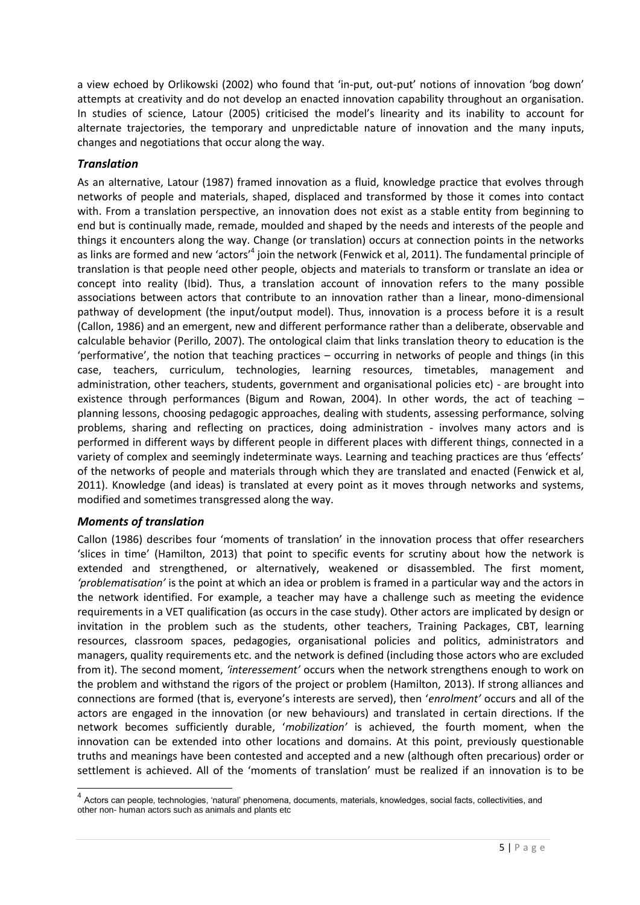a view echoed by Orlikowski (2002) who found that 'in-put, out-put' notions of innovation 'bog down' attempts at creativity and do not develop an enacted innovation capability throughout an organisation. In studies of science, Latour (2005) criticised the model's linearity and its inability to account for alternate trajectories, the temporary and unpredictable nature of innovation and the many inputs, changes and negotiations that occur along the way.

### *Translation*

As an alternative, Latour (1987) framed innovation as a fluid, knowledge practice that evolves through networks of people and materials, shaped, displaced and transformed by those it comes into contact with. From a translation perspective, an innovation does not exist as a stable entity from beginning to end but is continually made, remade, moulded and shaped by the needs and interests of the people and things it encounters along the way. Change (or translation) occurs at connection points in the networks as links are formed and new 'actors'[4] join the network (Fenwick et al, 2011). The fundamental principle of translation is that people need other people, objects and materials to transform or translate an idea or concept into reality (Ibid). Thus, a translation account of innovation refers to the many possible associations between actors that contribute to an innovation rather than a linear, mono-dimensional pathway of development (the input/output model). Thus, innovation is a process before it is a result (Callon, 1986) and an emergent, new and different performance rather than a deliberate, observable and calculable behavior (Perillo, 2007). The ontological claim that links translation theory to education is the 'performative', the notion that teaching practices – occurring in networks of people and things (in this case, teachers, curriculum, technologies, learning resources, timetables, management and administration, other teachers, students, government and organisational policies etc) - are brought into existence through performances (Bigum and Rowan, 2004). In other words, the act of teaching – planning lessons, choosing pedagogic approaches, dealing with students, assessing performance, solving problems, sharing and reflecting on practices, doing administration - involves many actors and is performed in different ways by different people in different places with different things, connected in a variety of complex and seemingly indeterminate ways. Learning and teaching practices are thus 'effects' of the networks of people and materials through which they are translated and enacted (Fenwick et al, 2011). Knowledge (and ideas) is translated at every point as it moves through networks and systems, modified and sometimes transgressed along the way.

### *Moments of translation*

Callon (1986) describes four 'moments of translation' in the innovation process that offer researchers 'slices in time' (Hamilton, 2013) that point to specific events for scrutiny about how the network is extended and strengthened, or alternatively, weakened or disassembled. The first moment, *'problematisation'* is the point at which an idea or problem is framed in a particular way and the actors in the network identified. For example, a teacher may have a challenge such as meeting the evidence requirements in a VET qualification (as occurs in the case study). Other actors are implicated by design or invitation in the problem such as the students, other teachers, Training Packages, CBT, learning resources, classroom spaces, pedagogies, organisational policies and politics, administrators and managers, quality requirements etc. and the network is defined (including those actors who are excluded from it). The second moment, *'interessement'* occurs when the network strengthens enough to work on the problem and withstand the rigors of the project or problem (Hamilton, 2013). If strong alliances and connections are formed (that is, everyone's interests are served), then '*enrolment'* occurs and all of the actors are engaged in the innovation (or new behaviours) and translated in certain directions. If the network becomes sufficiently durable, '*mobilization'* is achieved, the fourth moment, when the innovation can be extended into other locations and domains. At this point, previously questionable truths and meanings have been contested and accepted and a new (although often precarious) order or settlement is achieved. All of the 'moments of translation' must be realized if an innovation is to be

[4] Actors can people, technologies, 'natural' phenomena, documents, materials, knowledges, social facts, collectivities, and other non- human actors such as animals and plants etc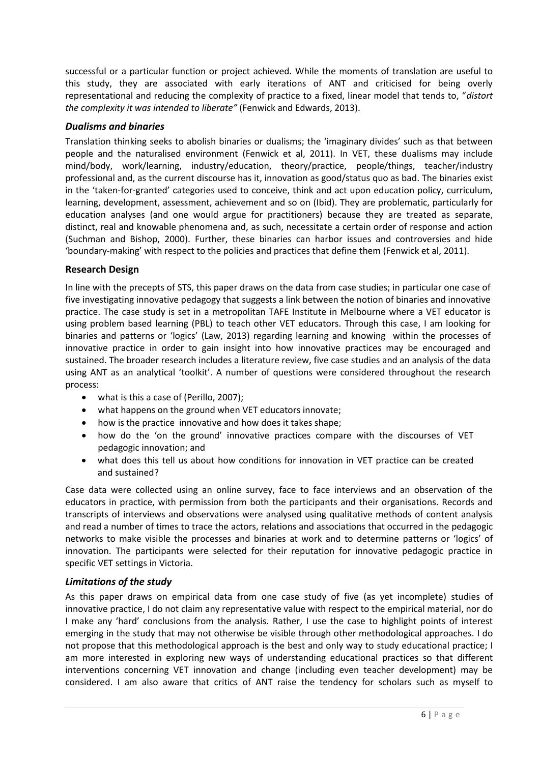successful or a particular function or project achieved. While the moments of translation are useful to this study, they are associated with early iterations of ANT and criticised for being overly representational and reducing the complexity of practice to a fixed, linear model that tends to, "*distort the complexity it was intended to liberate"* (Fenwick and Edwards, 2013).

### *Dualisms and binaries*

Translation thinking seeks to abolish binaries or dualisms; the 'imaginary divides' such as that between people and the naturalised environment (Fenwick et al, 2011). In VET, these dualisms may include mind/body, work/learning, industry/education, theory/practice, people/things, teacher/industry professional and, as the current discourse has it, innovation as good/status quo as bad. The binaries exist in the 'taken-for-granted' categories used to conceive, think and act upon education policy, curriculum, learning, development, assessment, achievement and so on (Ibid). They are problematic, particularly for education analyses (and one would argue for practitioners) because they are treated as separate, distinct, real and knowable phenomena and, as such, necessitate a certain order of response and action (Suchman and Bishop, 2000). Further, these binaries can harbor issues and controversies and hide 'boundary-making' with respect to the policies and practices that define them (Fenwick et al, 2011).

## Research Design

In line with the precepts of STS, this paper draws on the data from case studies; in particular one case of five investigating innovative pedagogy that suggests a link between the notion of binaries and innovative practice. The case study is set in a metropolitan TAFE Institute in Melbourne where a VET educator is using problem based learning (PBL) to teach other VET educators. Through this case, I am looking for binaries and patterns or 'logics' (Law, 2013) regarding learning and knowing within the processes of innovative practice in order to gain insight into how innovative practices may be encouraged and sustained. The broader research includes a literature review, five case studies and an analysis of the data using ANT as an analytical 'toolkit'. A number of questions were considered throughout the research process:

- what is this a case of (Perillo, 2007);
- what happens on the ground when VET educators innovate;
- how is the practice innovative and how does it takes shape;
- how do the 'on the ground' innovative practices compare with the discourses of VET pedagogic innovation; and
- what does this tell us about how conditions for innovation in VET practice can be created and sustained?

Case data were collected using an online survey, face to face interviews and an observation of the educators in practice, with permission from both the participants and their organisations. Records and transcripts of interviews and observations were analysed using qualitative methods of content analysis and read a number of times to trace the actors, relations and associations that occurred in the pedagogic networks to make visible the processes and binaries at work and to determine patterns or 'logics' of innovation. The participants were selected for their reputation for innovative pedagogic practice in specific VET settings in Victoria.

### *Limitations of the study*

As this paper draws on empirical data from one case study of five (as yet incomplete) studies of innovative practice, I do not claim any representative value with respect to the empirical material, nor do I make any 'hard' conclusions from the analysis. Rather, I use the case to highlight points of interest emerging in the study that may not otherwise be visible through other methodological approaches. I do not propose that this methodological approach is the best and only way to study educational practice; I am more interested in exploring new ways of understanding educational practices so that different interventions concerning VET innovation and change (including even teacher development) may be considered. I am also aware that critics of ANT raise the tendency for scholars such as myself to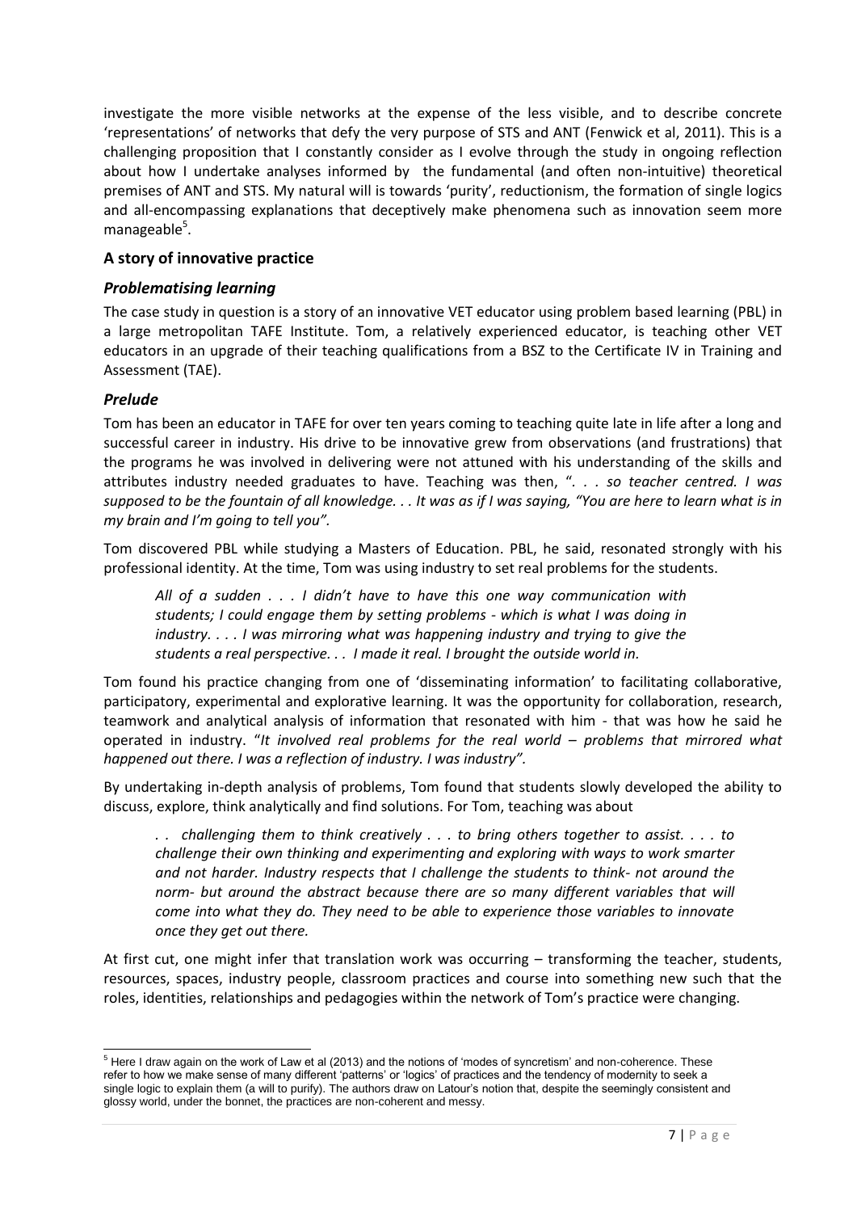investigate the more visible networks at the expense of the less visible, and to describe concrete 'representations' of networks that defy the very purpose of STS and ANT (Fenwick et al, 2011). This is a challenging proposition that I constantly consider as I evolve through the study in ongoing reflection about how I undertake analyses informed by the fundamental (and often non-intuitive) theoretical premises of ANT and STS. My natural will is towards 'purity', reductionism, the formation of single logics and all-encompassing explanations that deceptively make phenomena such as innovation seem more manageable[5].

## A story of innovative practice

### *Problematising learning*

The case study in question is a story of an innovative VET educator using problem based learning (PBL) in a large metropolitan TAFE Institute. Tom, a relatively experienced educator, is teaching other VET educators in an upgrade of their teaching qualifications from a BSZ to the Certificate IV in Training and Assessment (TAE).

### *Prelude*

Tom has been an educator in TAFE for over ten years coming to teaching quite late in life after a long and successful career in industry. His drive to be innovative grew from observations (and frustrations) that the programs he was involved in delivering were not attuned with his understanding of the skills and attributes industry needed graduates to have. Teaching was then, "*. . . so teacher centred. I was supposed to be the fountain of all knowledge. . . It was as if I was saying, "You are here to learn what is in my brain and I'm going to tell you".*

Tom discovered PBL while studying a Masters of Education. PBL, he said, resonated strongly with his professional identity. At the time, Tom was using industry to set real problems for the students.

> *All of a sudden . . . I didn't have to have this one way communication with students; I could engage them by setting problems - which is what I was doing in industry. . . . I was mirroring what was happening industry and trying to give the students a real perspective. . . I made it real. I brought the outside world in.*

Tom found his practice changing from one of 'disseminating information' to facilitating collaborative, participatory, experimental and explorative learning. It was the opportunity for collaboration, research, teamwork and analytical analysis of information that resonated with him - that was how he said he operated in industry. "*It involved real problems for the real world – problems that mirrored what happened out there. I was a reflection of industry. I was industry".*

By undertaking in-depth analysis of problems, Tom found that students slowly developed the ability to discuss, explore, think analytically and find solutions. For Tom, teaching was about

> *. . challenging them to think creatively . . . to bring others together to assist. . . . to challenge their own thinking and experimenting and exploring with ways to work smarter and not harder. Industry respects that I challenge the students to think- not around the norm- but around the abstract because there are so many different variables that will come into what they do. They need to be able to experience those variables to innovate once they get out there.*

At first cut, one might infer that translation work was occurring – transforming the teacher, students, resources, spaces, industry people, classroom practices and course into something new such that the roles, identities, relationships and pedagogies within the network of Tom's practice were changing.

---

[5] Here I draw again on the work of Law et al (2013) and the notions of 'modes of syncretism' and non-coherence. These refer to how we make sense of many different 'patterns' or 'logics' of practices and the tendency of modernity to seek a single logic to explain them (a will to purify). The authors draw on Latour's notion that, despite the seemingly consistent and glossy world, under the bonnet, the practices are non-coherent and messy.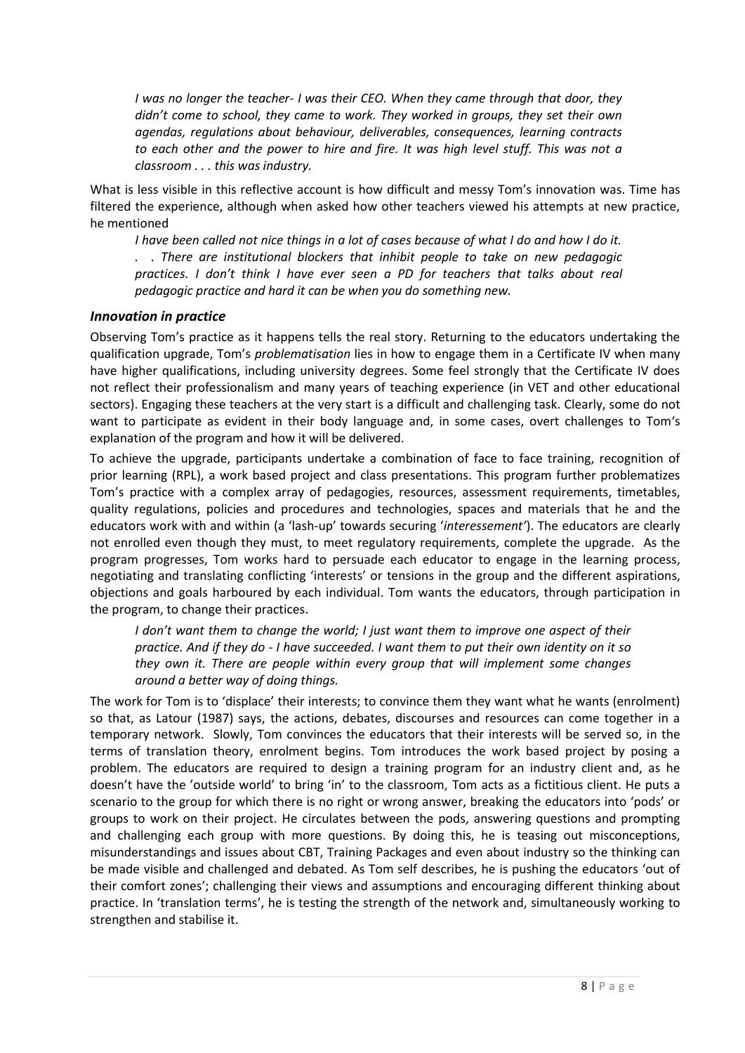*I was no longer the teacher- I was their CEO. When they came through that door, they didn't come to school, they came to work. They worked in groups, they set their own agendas, regulations about behaviour, deliverables, consequences, learning contracts to each other and the power to hire and fire. It was high level stuff. This was not a classroom . . . this was industry.*

What is less visible in this reflective account is how difficult and messy Tom's innovation was. Time has filtered the experience, although when asked how other teachers viewed his attempts at new practice, he mentioned

*I have been called not nice things in a lot of cases because of what I do and how I do it. . . There are institutional blockers that inhibit people to take on new pedagogic practices. I don't think I have ever seen a PD for teachers that talks about real pedagogic practice and hard it can be when you do something new.*

### *Innovation in practice*

Observing Tom's practice as it happens tells the real story. Returning to the educators undertaking the qualification upgrade, Tom's *problematisation* lies in how to engage them in a Certificate IV when many have higher qualifications, including university degrees. Some feel strongly that the Certificate IV does not reflect their professionalism and many years of teaching experience (in VET and other educational sectors). Engaging these teachers at the very start is a difficult and challenging task. Clearly, some do not want to participate as evident in their body language and, in some cases, overt challenges to Tom's explanation of the program and how it will be delivered.

To achieve the upgrade, participants undertake a combination of face to face training, recognition of prior learning (RPL), a work based project and class presentations. This program further problematizes Tom's practice with a complex array of pedagogies, resources, assessment requirements, timetables, quality regulations, policies and procedures and technologies, spaces and materials that he and the educators work with and within (a 'lash-up' towards securing '*interessement'*). The educators are clearly not enrolled even though they must, to meet regulatory requirements, complete the upgrade. As the program progresses, Tom works hard to persuade each educator to engage in the learning process, negotiating and translating conflicting 'interests' or tensions in the group and the different aspirations, objections and goals harboured by each individual. Tom wants the educators, through participation in the program, to change their practices.

*I don't want them to change the world; I just want them to improve one aspect of their practice. And if they do - I have succeeded. I want them to put their own identity on it so they own it. There are people within every group that will implement some changes around a better way of doing things.*

The work for Tom is to 'displace' their interests; to convince them they want what he wants (enrolment) so that, as Latour (1987) says, the actions, debates, discourses and resources can come together in a temporary network. Slowly, Tom convinces the educators that their interests will be served so, in the terms of translation theory, enrolment begins. Tom introduces the work based project by posing a problem. The educators are required to design a training program for an industry client and, as he doesn't have the 'outside world' to bring 'in' to the classroom, Tom acts as a fictitious client. He puts a scenario to the group for which there is no right or wrong answer, breaking the educators into 'pods' or groups to work on their project. He circulates between the pods, answering questions and prompting and challenging each group with more questions. By doing this, he is teasing out misconceptions, misunderstandings and issues about CBT, Training Packages and even about industry so the thinking can be made visible and challenged and debated. As Tom self describes, he is pushing the educators 'out of their comfort zones'; challenging their views and assumptions and encouraging different thinking about practice. In 'translation terms', he is testing the strength of the network and, simultaneously working to strengthen and stabilise it.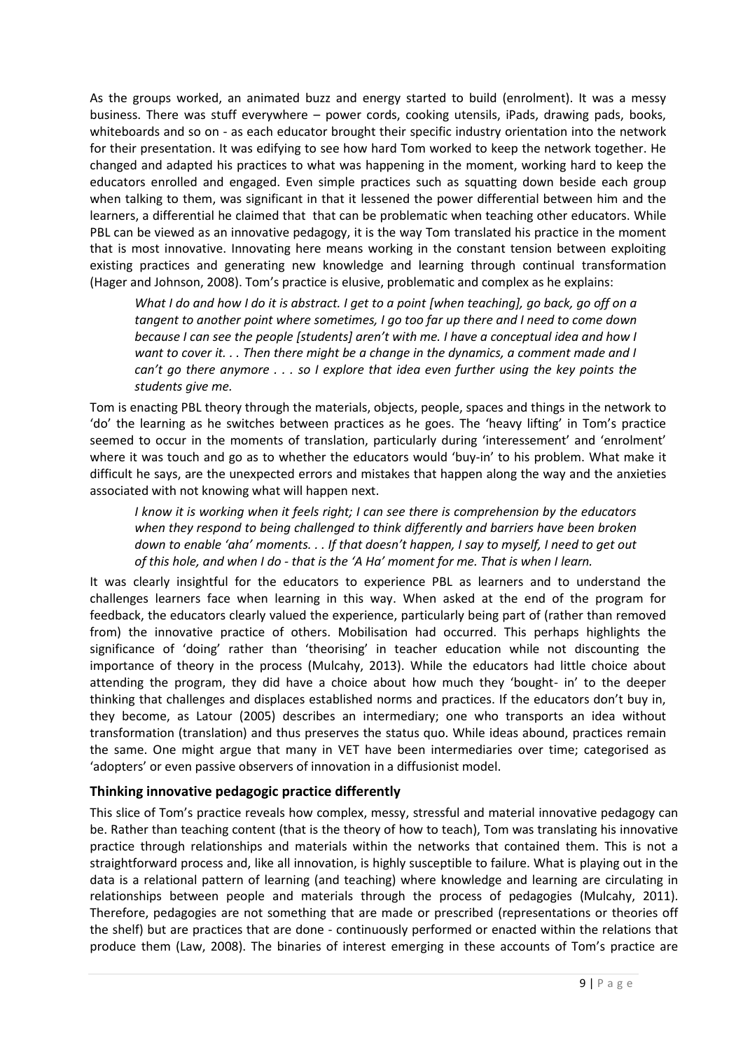As the groups worked, an animated buzz and energy started to build (enrolment). It was a messy business. There was stuff everywhere – power cords, cooking utensils, iPads, drawing pads, books, whiteboards and so on - as each educator brought their specific industry orientation into the network for their presentation. It was edifying to see how hard Tom worked to keep the network together. He changed and adapted his practices to what was happening in the moment, working hard to keep the educators enrolled and engaged. Even simple practices such as squatting down beside each group when talking to them, was significant in that it lessened the power differential between him and the learners, a differential he claimed that that can be problematic when teaching other educators. While PBL can be viewed as an innovative pedagogy, it is the way Tom translated his practice in the moment that is most innovative. Innovating here means working in the constant tension between exploiting existing practices and generating new knowledge and learning through continual transformation (Hager and Johnson, 2008). Tom's practice is elusive, problematic and complex as he explains:

> *What I do and how I do it is abstract. I get to a point [when teaching], go back, go off on a tangent to another point where sometimes, I go too far up there and I need to come down because I can see the people [students] aren't with me. I have a conceptual idea and how I want to cover it. . . Then there might be a change in the dynamics, a comment made and I can't go there anymore . . . so I explore that idea even further using the key points the students give me.*

Tom is enacting PBL theory through the materials, objects, people, spaces and things in the network to 'do' the learning as he switches between practices as he goes. The 'heavy lifting' in Tom's practice seemed to occur in the moments of translation, particularly during 'interessement' and 'enrolment' where it was touch and go as to whether the educators would 'buy-in' to his problem. What make it difficult he says, are the unexpected errors and mistakes that happen along the way and the anxieties associated with not knowing what will happen next.

> *I know it is working when it feels right; I can see there is comprehension by the educators when they respond to being challenged to think differently and barriers have been broken down to enable 'aha' moments. . . If that doesn't happen, I say to myself, I need to get out of this hole, and when I do - that is the 'A Ha' moment for me. That is when I learn.*

It was clearly insightful for the educators to experience PBL as learners and to understand the challenges learners face when learning in this way. When asked at the end of the program for feedback, the educators clearly valued the experience, particularly being part of (rather than removed from) the innovative practice of others. Mobilisation had occurred. This perhaps highlights the significance of 'doing' rather than 'theorising' in teacher education while not discounting the importance of theory in the process (Mulcahy, 2013). While the educators had little choice about attending the program, they did have a choice about how much they 'bought- in' to the deeper thinking that challenges and displaces established norms and practices. If the educators don't buy in, they become, as Latour (2005) describes an intermediary; one who transports an idea without transformation (translation) and thus preserves the status quo. While ideas abound, practices remain the same. One might argue that many in VET have been intermediaries over time; categorised as 'adopters' or even passive observers of innovation in a diffusionist model.

## Thinking innovative pedagogic practice differently

This slice of Tom's practice reveals how complex, messy, stressful and material innovative pedagogy can be. Rather than teaching content (that is the theory of how to teach), Tom was translating his innovative practice through relationships and materials within the networks that contained them. This is not a straightforward process and, like all innovation, is highly susceptible to failure. What is playing out in the data is a relational pattern of learning (and teaching) where knowledge and learning are circulating in relationships between people and materials through the process of pedagogies (Mulcahy, 2011). Therefore, pedagogies are not something that are made or prescribed (representations or theories off the shelf) but are practices that are done - continuously performed or enacted within the relations that produce them (Law, 2008). The binaries of interest emerging in these accounts of Tom's practice are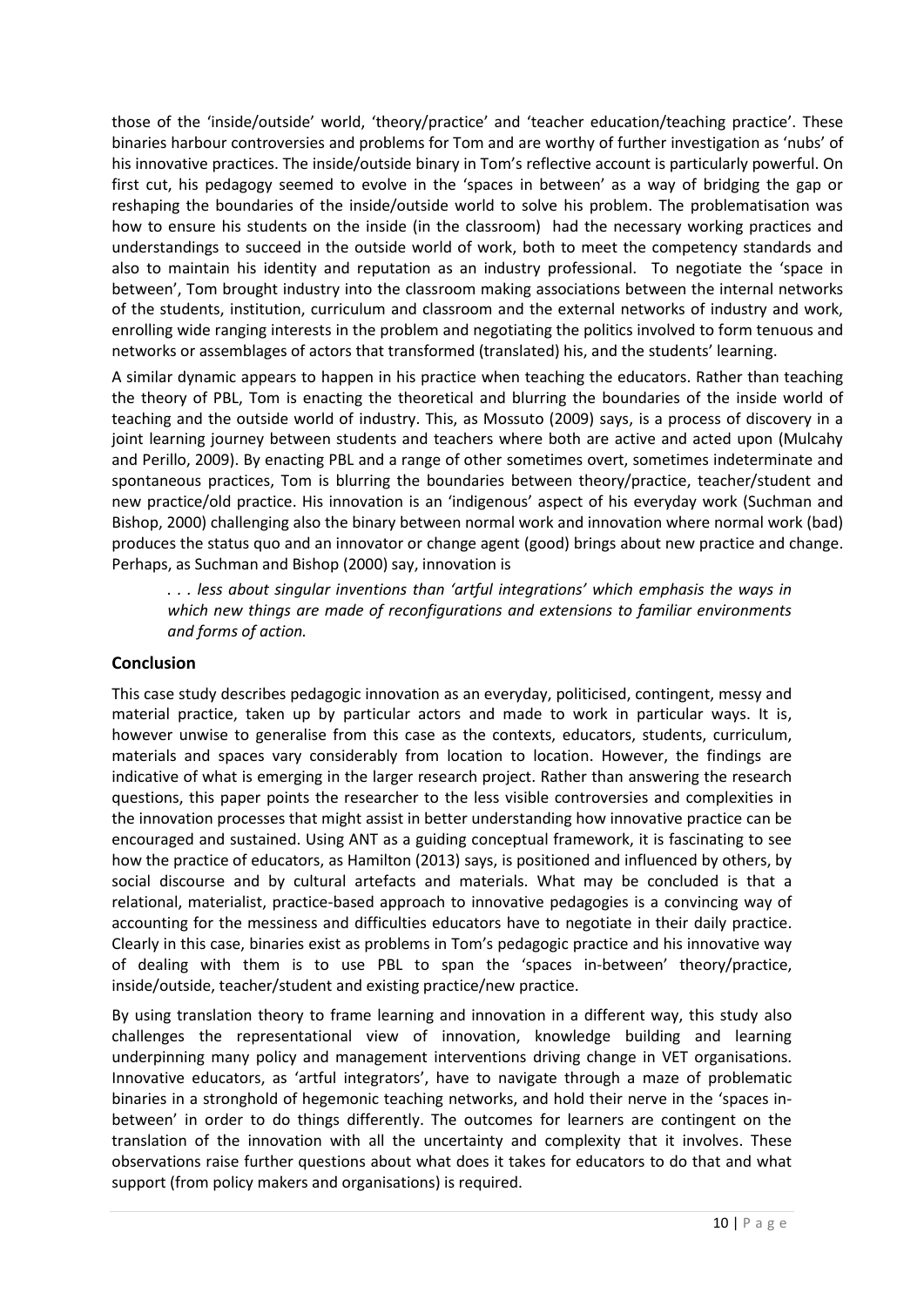those of the 'inside/outside' world, 'theory/practice' and 'teacher education/teaching practice'. These binaries harbour controversies and problems for Tom and are worthy of further investigation as 'nubs' of his innovative practices. The inside/outside binary in Tom's reflective account is particularly powerful. On first cut, his pedagogy seemed to evolve in the 'spaces in between' as a way of bridging the gap or reshaping the boundaries of the inside/outside world to solve his problem. The problematisation was how to ensure his students on the inside (in the classroom) had the necessary working practices and understandings to succeed in the outside world of work, both to meet the competency standards and also to maintain his identity and reputation as an industry professional. To negotiate the 'space in between', Tom brought industry into the classroom making associations between the internal networks of the students, institution, curriculum and classroom and the external networks of industry and work, enrolling wide ranging interests in the problem and negotiating the politics involved to form tenuous and networks or assemblages of actors that transformed (translated) his, and the students' learning.

A similar dynamic appears to happen in his practice when teaching the educators. Rather than teaching the theory of PBL, Tom is enacting the theoretical and blurring the boundaries of the inside world of teaching and the outside world of industry. This, as Mossuto (2009) says, is a process of discovery in a joint learning journey between students and teachers where both are active and acted upon (Mulcahy and Perillo, 2009). By enacting PBL and a range of other sometimes overt, sometimes indeterminate and spontaneous practices, Tom is blurring the boundaries between theory/practice, teacher/student and new practice/old practice. His innovation is an 'indigenous' aspect of his everyday work (Suchman and Bishop, 2000) challenging also the binary between normal work and innovation where normal work (bad) produces the status quo and an innovator or change agent (good) brings about new practice and change. Perhaps, as Suchman and Bishop (2000) say, innovation is

> *. . . less about singular inventions than 'artful integrations' which emphasis the ways in which new things are made of reconfigurations and extensions to familiar environments and forms of action.*

## Conclusion

This case study describes pedagogic innovation as an everyday, politicised, contingent, messy and material practice, taken up by particular actors and made to work in particular ways. It is, however unwise to generalise from this case as the contexts, educators, students, curriculum, materials and spaces vary considerably from location to location. However, the findings are indicative of what is emerging in the larger research project. Rather than answering the research questions, this paper points the researcher to the less visible controversies and complexities in the innovation processes that might assist in better understanding how innovative practice can be encouraged and sustained. Using ANT as a guiding conceptual framework, it is fascinating to see how the practice of educators, as Hamilton (2013) says, is positioned and influenced by others, by social discourse and by cultural artefacts and materials. What may be concluded is that a relational, materialist, practice-based approach to innovative pedagogies is a convincing way of accounting for the messiness and difficulties educators have to negotiate in their daily practice. Clearly in this case, binaries exist as problems in Tom's pedagogic practice and his innovative way of dealing with them is to use PBL to span the 'spaces in-between' theory/practice, inside/outside, teacher/student and existing practice/new practice.

By using translation theory to frame learning and innovation in a different way, this study also challenges the representational view of innovation, knowledge building and learning underpinning many policy and management interventions driving change in VET organisations. Innovative educators, as 'artful integrators', have to navigate through a maze of problematic binaries in a stronghold of hegemonic teaching networks, and hold their nerve in the 'spaces in-between' in order to do things differently. The outcomes for learners are contingent on the translation of the innovation with all the uncertainty and complexity that it involves. These observations raise further questions about what does it takes for educators to do that and what support (from policy makers and organisations) is required.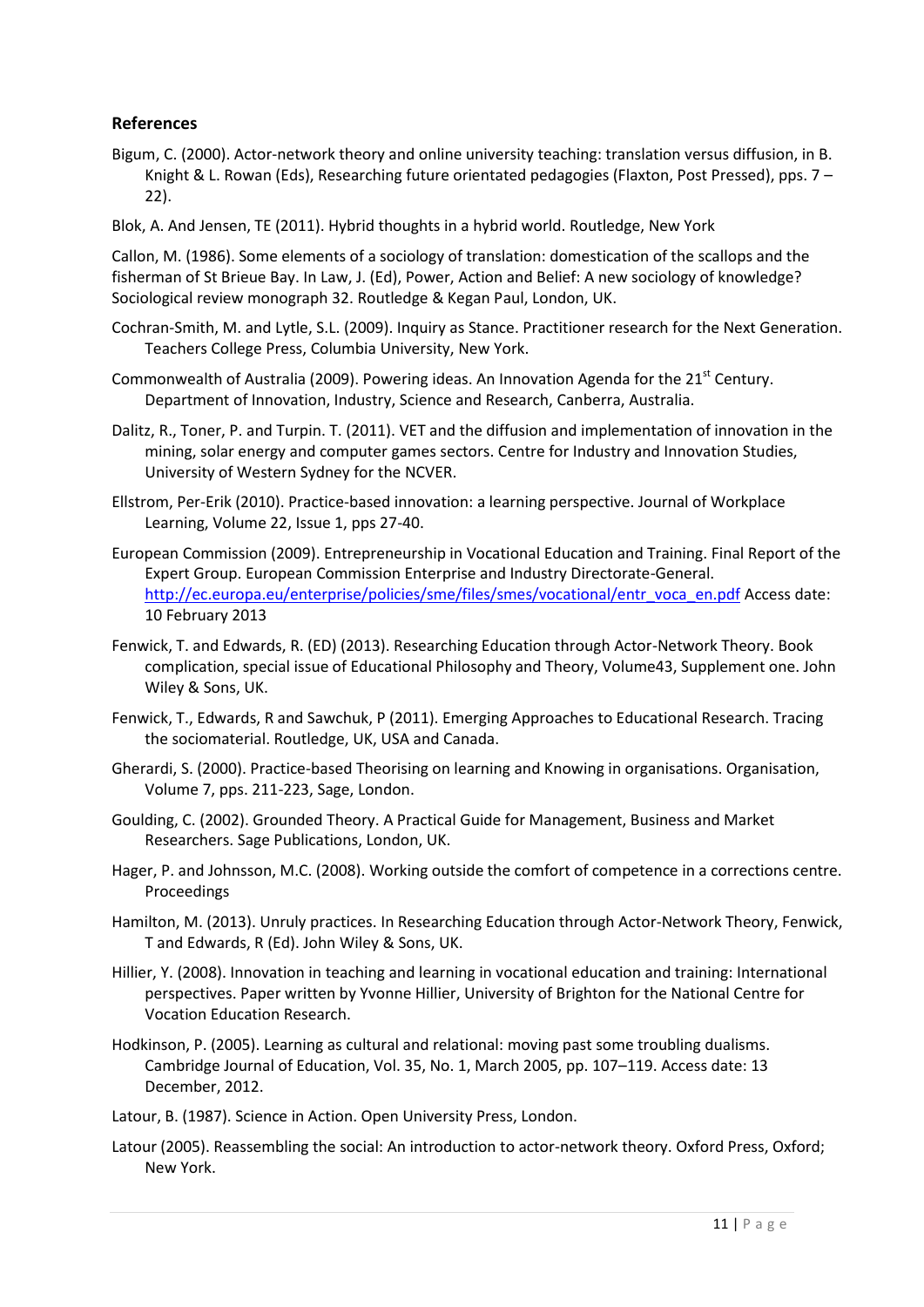## References

Bigum, C. (2000). Actor-network theory and online university teaching: translation versus diffusion, in B. Knight & L. Rowan (Eds), Researching future orientated pedagogies (Flaxton, Post Pressed), pps. 7 – 22).

Blok, A. And Jensen, TE (2011). Hybrid thoughts in a hybrid world. Routledge, New York

Callon, M. (1986). Some elements of a sociology of translation: domestication of the scallops and the fisherman of St Brieue Bay. In Law, J. (Ed), Power, Action and Belief: A new sociology of knowledge? Sociological review monograph 32. Routledge & Kegan Paul, London, UK.

Cochran-Smith, M. and Lytle, S.L. (2009). Inquiry as Stance. Practitioner research for the Next Generation. Teachers College Press, Columbia University, New York.

Commonwealth of Australia (2009). Powering ideas. An Innovation Agenda for the 21st Century. Department of Innovation, Industry, Science and Research, Canberra, Australia.

Dalitz, R., Toner, P. and Turpin. T. (2011). VET and the diffusion and implementation of innovation in the mining, solar energy and computer games sectors. Centre for Industry and Innovation Studies, University of Western Sydney for the NCVER.

Ellstrom, Per-Erik (2010). Practice-based innovation: a learning perspective. Journal of Workplace Learning, Volume 22, Issue 1, pps 27-40.

European Commission (2009). Entrepreneurship in Vocational Education and Training. Final Report of the Expert Group. European Commission Enterprise and Industry Directorate-General. http://ec.europa.eu/enterprise/policies/sme/files/smes/vocational/entr_voca_en.pdf Access date: 10 February 2013

Fenwick, T. and Edwards, R. (ED) (2013). Researching Education through Actor-Network Theory. Book complication, special issue of Educational Philosophy and Theory, Volume43, Supplement one. John Wiley & Sons, UK.

Fenwick, T., Edwards, R and Sawchuk, P (2011). Emerging Approaches to Educational Research. Tracing the sociomaterial. Routledge, UK, USA and Canada.

Gherardi, S. (2000). Practice-based Theorising on learning and Knowing in organisations. Organisation, Volume 7, pps. 211-223, Sage, London.

Goulding, C. (2002). Grounded Theory. A Practical Guide for Management, Business and Market Researchers. Sage Publications, London, UK.

Hager, P. and Johnsson, M.C. (2008). Working outside the comfort of competence in a corrections centre. Proceedings

Hamilton, M. (2013). Unruly practices. In Researching Education through Actor-Network Theory, Fenwick, T and Edwards, R (Ed). John Wiley & Sons, UK.

Hillier, Y. (2008). Innovation in teaching and learning in vocational education and training: International perspectives. Paper written by Yvonne Hillier, University of Brighton for the National Centre for Vocation Education Research.

Hodkinson, P. (2005). Learning as cultural and relational: moving past some troubling dualisms. Cambridge Journal of Education, Vol. 35, No. 1, March 2005, pp. 107–119. Access date: 13 December, 2012.

Latour, B. (1987). Science in Action. Open University Press, London.

Latour (2005). Reassembling the social: An introduction to actor-network theory. Oxford Press, Oxford; New York.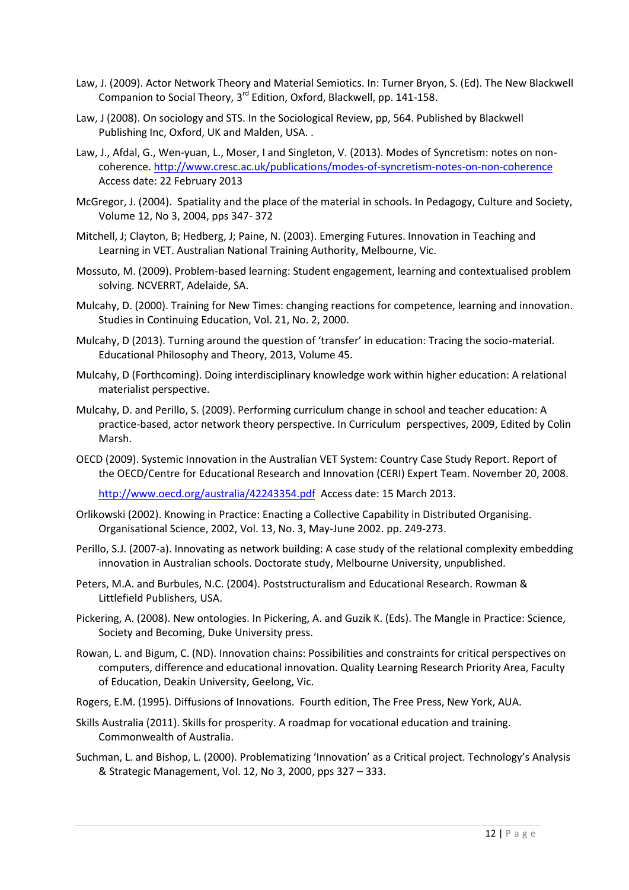Law, J. (2009). Actor Network Theory and Material Semiotics. In: Turner Bryon, S. (Ed). The New Blackwell Companion to Social Theory, 3rd Edition, Oxford, Blackwell, pp. 141-158.

Law, J (2008). On sociology and STS. In the Sociological Review, pp, 564. Published by Blackwell Publishing Inc, Oxford, UK and Malden, USA. .

Law, J., Afdal, G., Wen-yuan, L., Moser, I and Singleton, V. (2013). Modes of Syncretism: notes on non-coherence. http://www.cresc.ac.uk/publications/modes-of-syncretism-notes-on-non-coherence Access date: 22 February 2013

McGregor, J. (2004). Spatiality and the place of the material in schools. In Pedagogy, Culture and Society, Volume 12, No 3, 2004, pps 347- 372

Mitchell, J; Clayton, B; Hedberg, J; Paine, N. (2003). Emerging Futures. Innovation in Teaching and Learning in VET. Australian National Training Authority, Melbourne, Vic.

Mossuto, M. (2009). Problem-based learning: Student engagement, learning and contextualised problem solving. NCVERRT, Adelaide, SA.

Mulcahy, D. (2000). Training for New Times: changing reactions for competence, learning and innovation. Studies in Continuing Education, Vol. 21, No. 2, 2000.

Mulcahy, D (2013). Turning around the question of 'transfer' in education: Tracing the socio-material. Educational Philosophy and Theory, 2013, Volume 45.

Mulcahy, D (Forthcoming). Doing interdisciplinary knowledge work within higher education: A relational materialist perspective.

Mulcahy, D. and Perillo, S. (2009). Performing curriculum change in school and teacher education: A practice-based, actor network theory perspective. In Curriculum perspectives, 2009, Edited by Colin Marsh.

OECD (2009). Systemic Innovation in the Australian VET System: Country Case Study Report. Report of the OECD/Centre for Educational Research and Innovation (CERI) Expert Team. November 20, 2008.

http://www.oecd.org/australia/42243354.pdf Access date: 15 March 2013.

Orlikowski (2002). Knowing in Practice: Enacting a Collective Capability in Distributed Organising. Organisational Science, 2002, Vol. 13, No. 3, May-June 2002. pp. 249-273.

Perillo, S.J. (2007-a). Innovating as network building: A case study of the relational complexity embedding innovation in Australian schools. Doctorate study, Melbourne University, unpublished.

Peters, M.A. and Burbules, N.C. (2004). Poststructuralism and Educational Research. Rowman & Littlefield Publishers, USA.

Pickering, A. (2008). New ontologies. In Pickering, A. and Guzik K. (Eds). The Mangle in Practice: Science, Society and Becoming, Duke University press.

Rowan, L. and Bigum, C. (ND). Innovation chains: Possibilities and constraints for critical perspectives on computers, difference and educational innovation. Quality Learning Research Priority Area, Faculty of Education, Deakin University, Geelong, Vic.

Rogers, E.M. (1995). Diffusions of Innovations. Fourth edition, The Free Press, New York, AUA.

Skills Australia (2011). Skills for prosperity. A roadmap for vocational education and training. Commonwealth of Australia.

Suchman, L. and Bishop, L. (2000). Problematizing 'Innovation' as a Critical project. Technology's Analysis & Strategic Management, Vol. 12, No 3, 2000, pps 327 – 333.